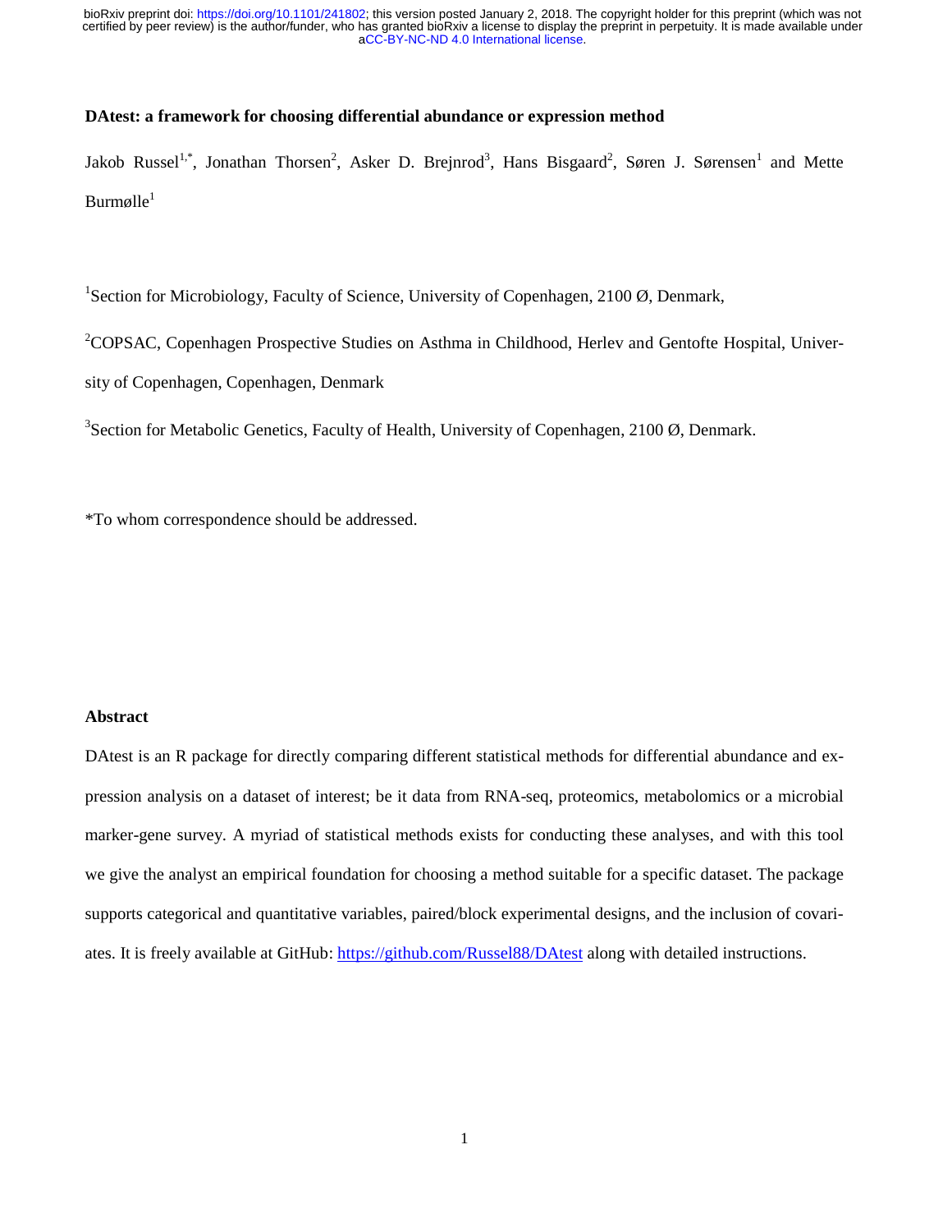**DAtest: a framework for choosing differential abundance or expression method**

Jakob Russel[1,*], Jonathan Thorsen[2], Asker D. Brejnrod[3], Hans Bisgaard[2], Søren J. Sørensen[1] and Mette Burmølle[1]

[1]Section for Microbiology, Faculty of Science, University of Copenhagen, 2100 Ø, Denmark,

[2]COPSAC, Copenhagen Prospective Studies on Asthma in Childhood, Herlev and Gentofte Hospital, University of Copenhagen, Copenhagen, Denmark

[3]Section for Metabolic Genetics, Faculty of Health, University of Copenhagen, 2100 Ø, Denmark.

*To whom correspondence should be addressed.

**Abstract**

DAtest is an R package for directly comparing different statistical methods for differential abundance and expression analysis on a dataset of interest; be it data from RNA-seq, proteomics, metabolomics or a microbial marker-gene survey. A myriad of statistical methods exists for conducting these analyses, and with this tool we give the analyst an empirical foundation for choosing a method suitable for a specific dataset. The package supports categorical and quantitative variables, paired/block experimental designs, and the inclusion of covariates. It is freely available at GitHub: https://github.com/Russel88/DAtest along with detailed instructions.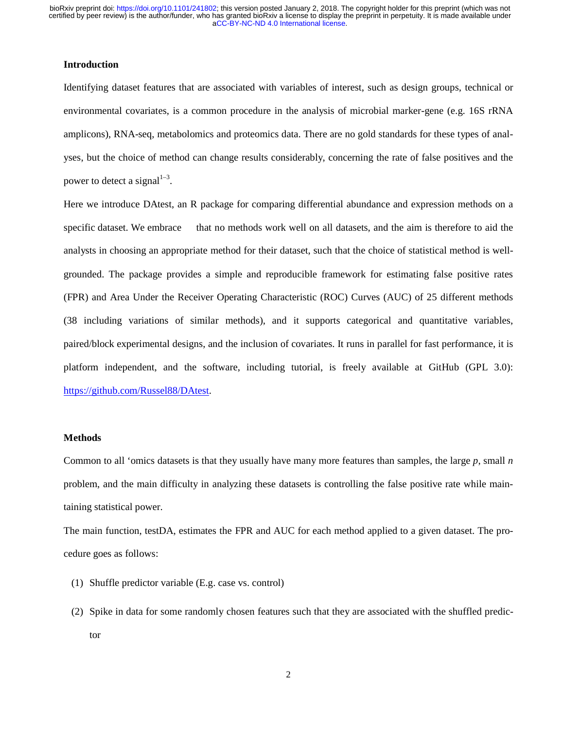## Introduction

Identifying dataset features that are associated with variables of interest, such as design groups, technical or environmental covariates, is a common procedure in the analysis of microbial marker-gene (e.g. 16S rRNA amplicons), RNA-seq, metabolomics and proteomics data. There are no gold standards for these types of analyses, but the choice of method can change results considerably, concerning the rate of false positives and the power to detect a signal[1–3].

Here we introduce DAtest, an R package for comparing differential abundance and expression methods on a specific dataset. We embrace that no methods work well on all datasets, and the aim is therefore to aid the analysts in choosing an appropriate method for their dataset, such that the choice of statistical method is well-grounded. The package provides a simple and reproducible framework for estimating false positive rates (FPR) and Area Under the Receiver Operating Characteristic (ROC) Curves (AUC) of 25 different methods (38 including variations of similar methods), and it supports categorical and quantitative variables, paired/block experimental designs, and the inclusion of covariates. It runs in parallel for fast performance, it is platform independent, and the software, including tutorial, is freely available at GitHub (GPL 3.0): https://github.com/Russel88/DAtest.

## Methods

Common to all 'omics datasets is that they usually have many more features than samples, the large *p*, small *n* problem, and the main difficulty in analyzing these datasets is controlling the false positive rate while maintaining statistical power.

The main function, testDA, estimates the FPR and AUC for each method applied to a given dataset. The procedure goes as follows:

(1) Shuffle predictor variable (E.g. case vs. control)

(2) Spike in data for some randomly chosen features such that they are associated with the shuffled predictor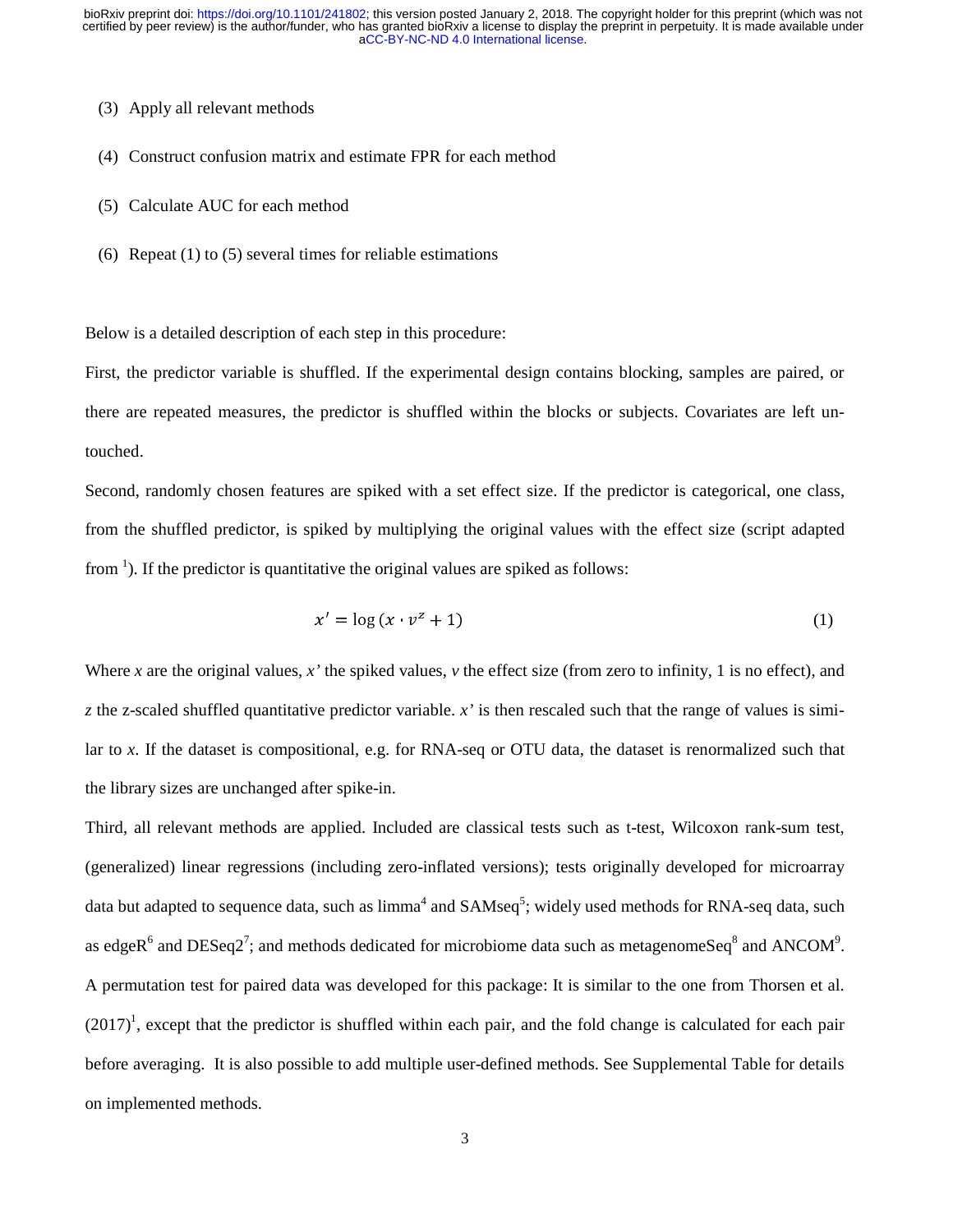(3) Apply all relevant methods

(4) Construct confusion matrix and estimate FPR for each method

(5) Calculate AUC for each method

(6) Repeat (1) to (5) several times for reliable estimations

Below is a detailed description of each step in this procedure:

First, the predictor variable is shuffled. If the experimental design contains blocking, samples are paired, or there are repeated measures, the predictor is shuffled within the blocks or subjects. Covariates are left untouched.

Second, randomly chosen features are spiked with a set effect size. If the predictor is categorical, one class, from the shuffled predictor, is spiked by multiplying the original values with the effect size (script adapted from [1]). If the predictor is quantitative the original values are spiked as follows:

$$x' = \log(x \cdot v^z + 1) \tag{1}$$

Where $x$ are the original values, $x'$ the spiked values, $v$ the effect size (from zero to infinity, 1 is no effect), and $z$ the z-scaled shuffled quantitative predictor variable. $x'$ is then rescaled such that the range of values is similar to $x$. If the dataset is compositional, e.g. for RNA-seq or OTU data, the dataset is renormalized such that the library sizes are unchanged after spike-in.

Third, all relevant methods are applied. Included are classical tests such as t-test, Wilcoxon rank-sum test, (generalized) linear regressions (including zero-inflated versions); tests originally developed for microarray data but adapted to sequence data, such as limma[4] and SAMseq[5]; widely used methods for RNA-seq data, such as edgeR[6] and DESeq2[7]; and methods dedicated for microbiome data such as metagenomeSeq[8] and ANCOM[9]. A permutation test for paired data was developed for this package: It is similar to the one from Thorsen et al. (2017)[1], except that the predictor is shuffled within each pair, and the fold change is calculated for each pair before averaging. It is also possible to add multiple user-defined methods. See Supplemental Table for details on implemented methods.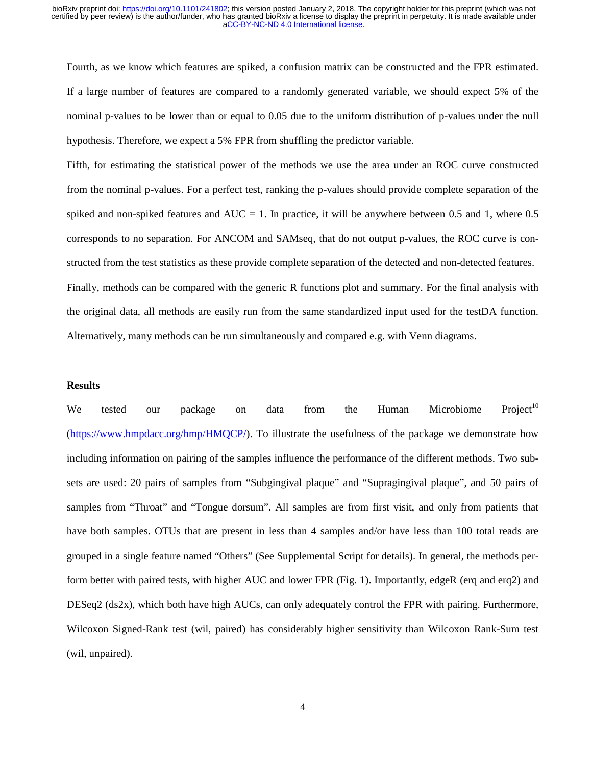Fourth, as we know which features are spiked, a confusion matrix can be constructed and the FPR estimated. If a large number of features are compared to a randomly generated variable, we should expect 5% of the nominal p-values to be lower than or equal to 0.05 due to the uniform distribution of p-values under the null hypothesis. Therefore, we expect a 5% FPR from shuffling the predictor variable.

Fifth, for estimating the statistical power of the methods we use the area under an ROC curve constructed from the nominal p-values. For a perfect test, ranking the p-values should provide complete separation of the spiked and non-spiked features and AUC = 1. In practice, it will be anywhere between 0.5 and 1, where 0.5 corresponds to no separation. For ANCOM and SAMseq, that do not output p-values, the ROC curve is constructed from the test statistics as these provide complete separation of the detected and non-detected features.

Finally, methods can be compared with the generic R functions plot and summary. For the final analysis with the original data, all methods are easily run from the same standardized input used for the testDA function. Alternatively, many methods can be run simultaneously and compared e.g. with Venn diagrams.

## Results

We tested our package on data from the Human Microbiome Project[10] (https://www.hmpdacc.org/hmp/HMQCP/). To illustrate the usefulness of the package we demonstrate how including information on pairing of the samples influence the performance of the different methods. Two subsets are used: 20 pairs of samples from "Subgingival plaque" and "Supragingival plaque", and 50 pairs of samples from "Throat" and "Tongue dorsum". All samples are from first visit, and only from patients that have both samples. OTUs that are present in less than 4 samples and/or have less than 100 total reads are grouped in a single feature named "Others" (See Supplemental Script for details). In general, the methods perform better with paired tests, with higher AUC and lower FPR (Fig. 1). Importantly, edgeR (erq and erq2) and DESeq2 (ds2x), which both have high AUCs, can only adequately control the FPR with pairing. Furthermore, Wilcoxon Signed-Rank test (wil, paired) has considerably higher sensitivity than Wilcoxon Rank-Sum test (wil, unpaired).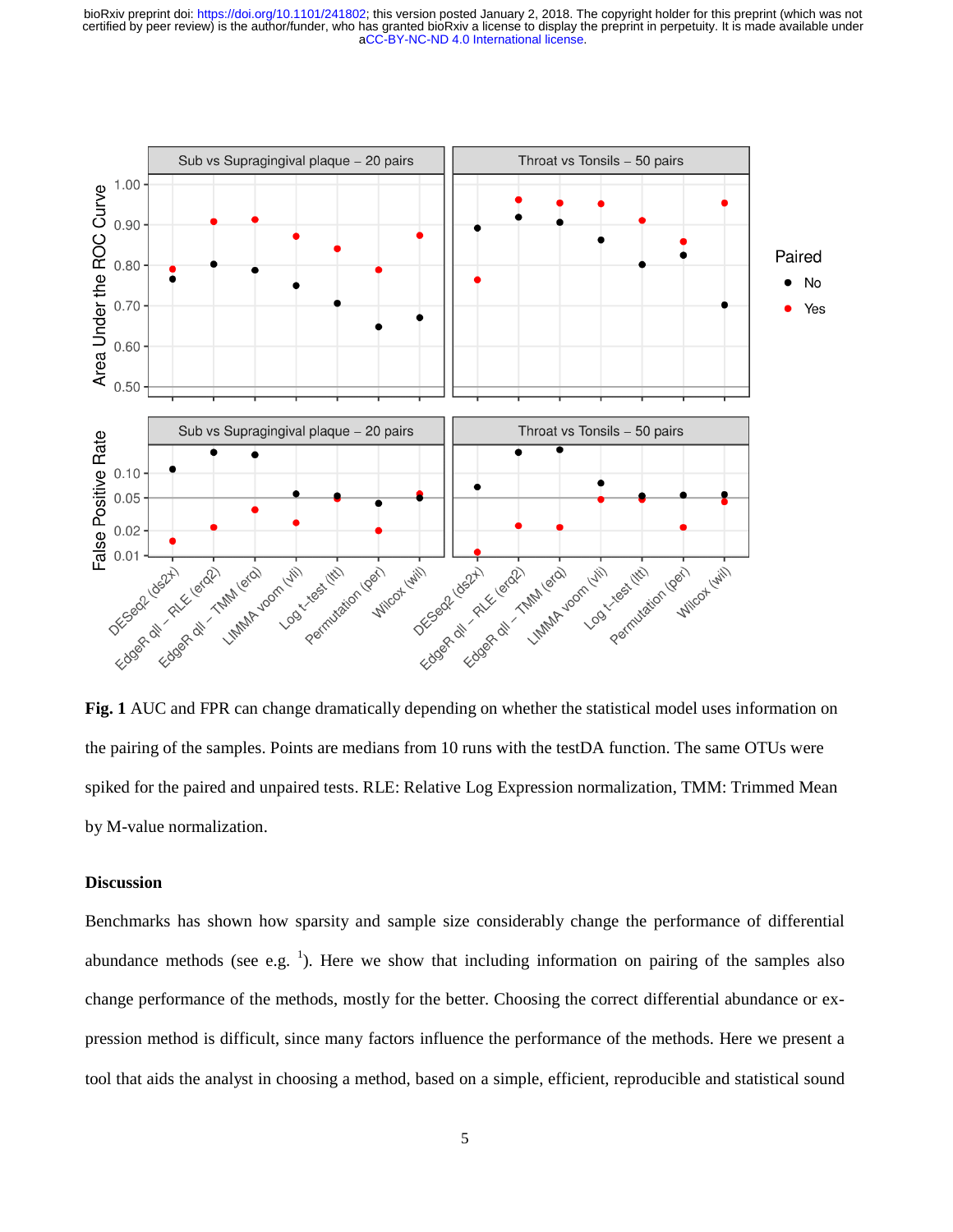**Fig. 1** AUC and FPR can change dramatically depending on whether the statistical model uses information on the pairing of the samples. Points are medians from 10 runs with the testDA function. The same OTUs were spiked for the paired and unpaired tests. RLE: Relative Log Expression normalization, TMM: Trimmed Mean by M-value normalization.

## Discussion

Benchmarks has shown how sparsity and sample size considerably change the performance of differential abundance methods (see e.g. [1]). Here we show that including information on pairing of the samples also change performance of the methods, mostly for the better. Choosing the correct differential abundance or expression method is difficult, since many factors influence the performance of the methods. Here we present a tool that aids the analyst in choosing a method, based on a simple, efficient, reproducible and statistical sound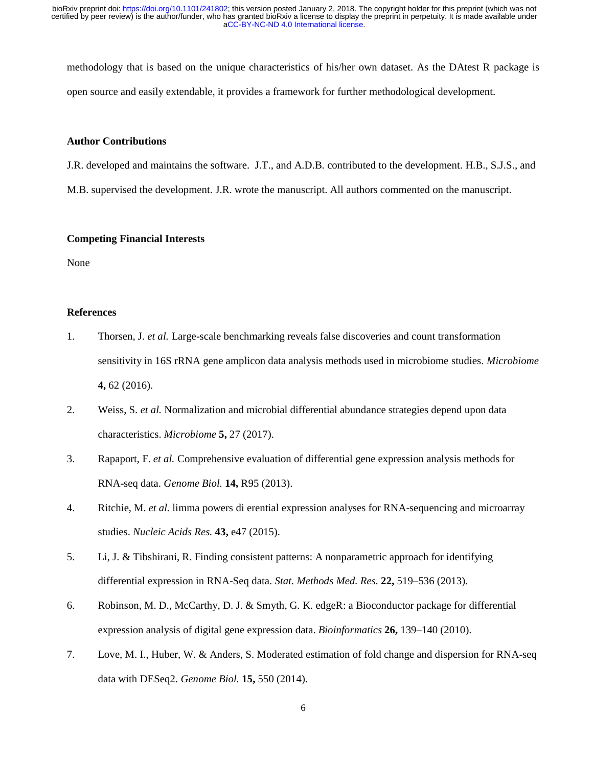methodology that is based on the unique characteristics of his/her own dataset. As the DAtest R package is open source and easily extendable, it provides a framework for further methodological development.

### Author Contributions

J.R. developed and maintains the software. J.T., and A.D.B. contributed to the development. H.B., S.J.S., and M.B. supervised the development. J.R. wrote the manuscript. All authors commented on the manuscript.

### Competing Financial Interests

None

### References

1. Thorsen, J. *et al.* Large-scale benchmarking reveals false discoveries and count transformation sensitivity in 16S rRNA gene amplicon data analysis methods used in microbiome studies. *Microbiome* **4,** 62 (2016).
2. Weiss, S. *et al.* Normalization and microbial differential abundance strategies depend upon data characteristics. *Microbiome* **5,** 27 (2017).
3. Rapaport, F. *et al.* Comprehensive evaluation of differential gene expression analysis methods for RNA-seq data. *Genome Biol.* **14,** R95 (2013).
4. Ritchie, M. *et al.* limma powers di erential expression analyses for RNA-sequencing and microarray studies. *Nucleic Acids Res.* **43,** e47 (2015).
5. Li, J. & Tibshirani, R. Finding consistent patterns: A nonparametric approach for identifying differential expression in RNA-Seq data. *Stat. Methods Med. Res.* **22,** 519–536 (2013).
6. Robinson, M. D., McCarthy, D. J. & Smyth, G. K. edgeR: a Bioconductor package for differential expression analysis of digital gene expression data. *Bioinformatics* **26,** 139–140 (2010).
7. Love, M. I., Huber, W. & Anders, S. Moderated estimation of fold change and dispersion for RNA-seq data with DESeq2. *Genome Biol.* **15,** 550 (2014).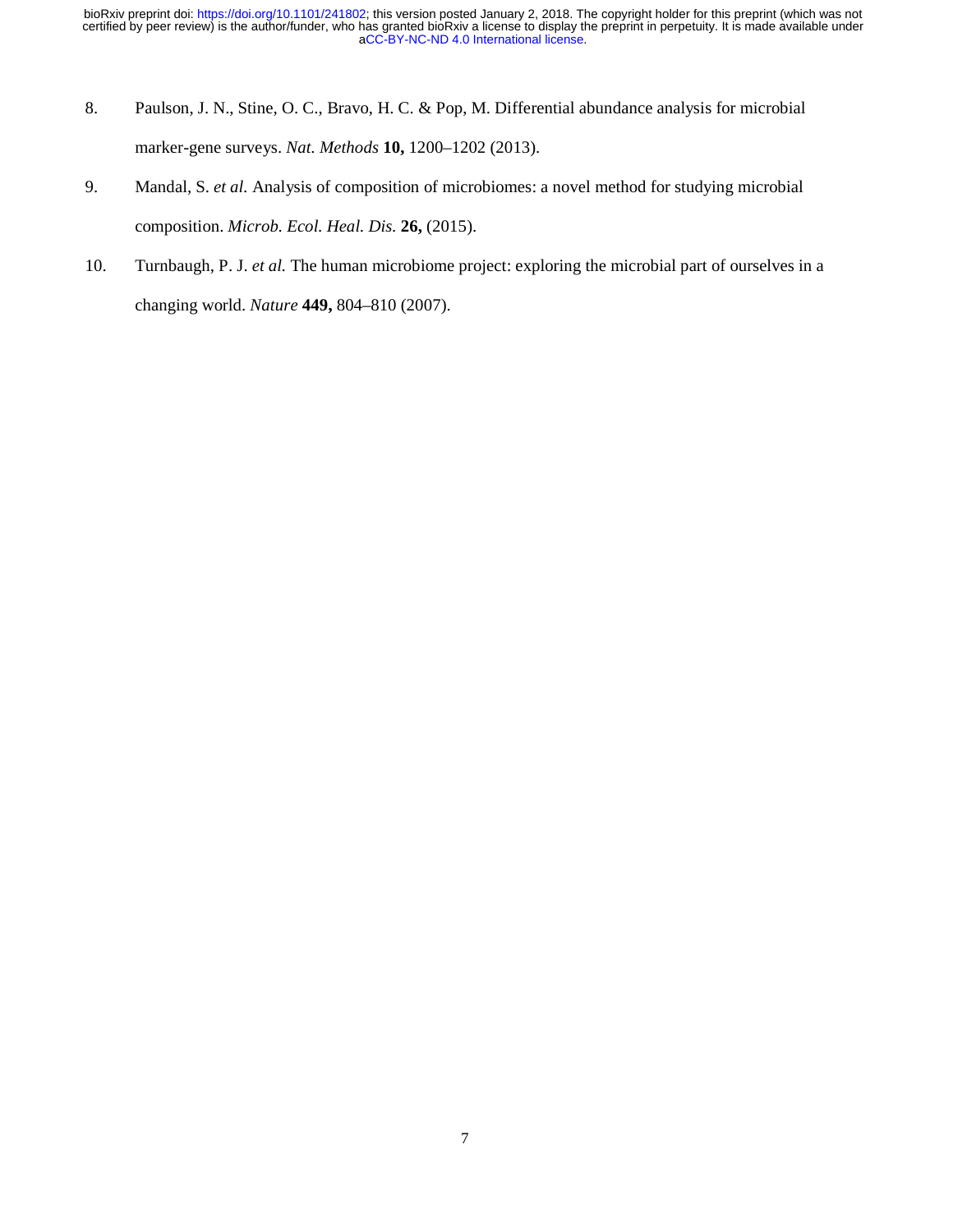8. Paulson, J. N., Stine, O. C., Bravo, H. C. & Pop, M. Differential abundance analysis for microbial marker-gene surveys. *Nat. Methods* **10,** 1200–1202 (2013).

9. Mandal, S. *et al.* Analysis of composition of microbiomes: a novel method for studying microbial composition. *Microb. Ecol. Heal. Dis.* **26,** (2015).

10. Turnbaugh, P. J. *et al.* The human microbiome project: exploring the microbial part of ourselves in a changing world. *Nature* **449,** 804–810 (2007).